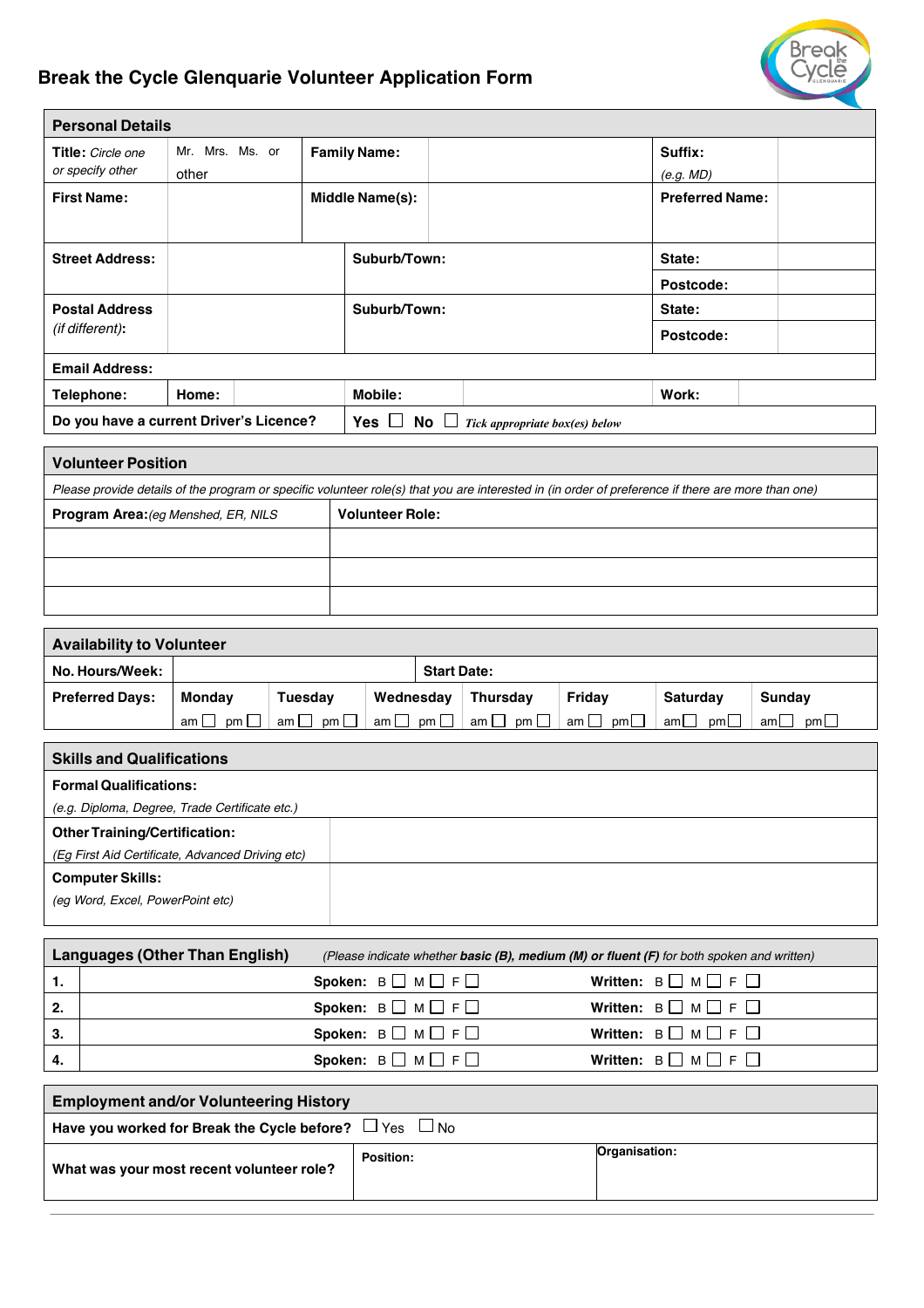# Break the Cycle Glenquarie Volunteer Application Form

| Personal Details | | | | | |
|---|---|---|---|---|---|
| **Title:** *Circle one or specify other* | Mr. Mrs. Ms. or other | **Family Name:** | | **Suffix:** *(e.g. MD)* | |
| **First Name:** | | **Middle Name(s):** | | **Preferred Name:** | |
| **Street Address:** | | **Suburb/Town:** | | **State:** | |
| | | | | **Postcode:** | |
| **Postal Address** *(if different)***:** | | **Suburb/Town:** | | **State:** | |
| | | | | **Postcode:** | |
| **Email Address:** | | | | | |
| **Telephone:** | **Home:** | **Mobile:** | | **Work:** | |
| **Do you have a current Driver's Licence?** | | **Yes** ☐ **No** ☐ *Tick appropriate box(es) below* | | | |

| Volunteer Position | |
|---|---|
| *Please provide details of the program or specific volunteer role(s) that you are interested in (in order of preference if there are more than one)* | |
| **Program Area:** *(eg Menshed, ER, NILS* | **Volunteer Role:** |
| | |
| | |
| | |

| Availability to Volunteer | | | | | | | |
|---|---|---|---|---|---|---|---|
| **No. Hours/Week:** | | | **Start Date:** | | | | |
| **Preferred Days:** | **Monday** am ☐ pm ☐ | **Tuesday** am ☐ pm ☐ | **Wednesday** am ☐ pm ☐ | **Thursday** am ☐ pm ☐ | **Friday** am ☐ pm ☐ | **Saturday** am ☐ pm ☐ | **Sunday** am ☐ pm ☐ |

| Skills and Qualifications | |
|---|---|
| **Formal Qualifications:** *(e.g. Diploma, Degree, Trade Certificate etc.)* | |
| **Other Training/Certification:** *(Eg First Aid Certificate, Advanced Driving etc)* | |
| **Computer Skills:** *(eg Word, Excel, PowerPoint etc)* | |

| Languages (Other Than English) *(Please indicate whether **basic (B), medium (M) or fluent (F)** for both spoken and written)* | | | |
|---|---|---|---|
| **1.** | | **Spoken:** B ☐ M ☐ F ☐ | **Written:** B ☐ M ☐ F ☐ |
| **2.** | | **Spoken:** B ☐ M ☐ F ☐ | **Written:** B ☐ M ☐ F ☐ |
| **3.** | | **Spoken:** B ☐ M ☐ F ☐ | **Written:** B ☐ M ☐ F ☐ |
| **4.** | | **Spoken:** B ☐ M ☐ F ☐ | **Written:** B ☐ M ☐ F ☐ |

| Employment and/or Volunteering History | | |
|---|---|---|
| **Have you worked for Break the Cycle before?** ☐ Yes ☐ No | | |
| **What was your most recent volunteer role?** | **Position:** | **Organisation:** |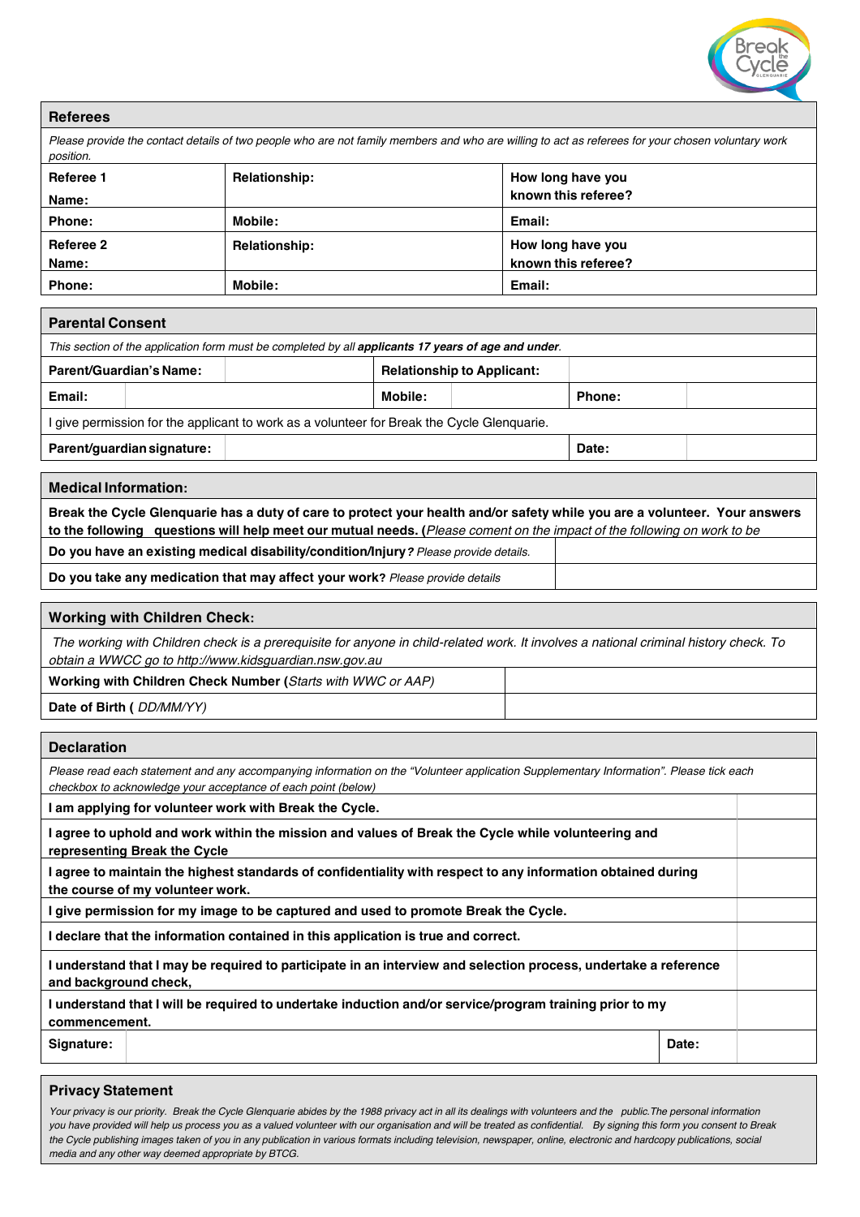## Referees

*Please provide the contact details of two people who are not family members and who are willing to act as referees for your chosen voluntary work position.*

| | | |
|---|---|---|
| **Referee 1 Name:** | **Relationship:** | **How long have you known this referee?** |
| **Phone:** | **Mobile:** | **Email:** |
| **Referee 2 Name:** | **Relationship:** | **How long have you known this referee?** |
| **Phone:** | **Mobile:** | **Email:** |

## Parental Consent

*This section of the application form must be completed by all* ***applicants 17 years of age and under****.*

| | | | | | |
|---|---|---|---|---|---|
| **Parent/Guardian's Name:** | | **Relationship to Applicant:** | | | |
| **Email:** | | **Mobile:** | | **Phone:** | |
| I give permission for the applicant to work as a volunteer for Break the Cycle Glenquarie. | | | | | |
| **Parent/guardian signature:** | | | | **Date:** | |

## Medical Information:

**Break the Cycle Glenquarie has a duty of care to protect your health and/or safety while you are a volunteer. Your answers to the following questions will help meet our mutual needs. (***Please comment on the impact of the following on work to be*

| | |
|---|---|
| **Do you have an existing medical disability/condition/Injury?** *Please provide details.* | |
| **Do you take any medication that may affect your work?** *Please provide details* | |

## Working with Children Check:

*The working with Children check is a prerequisite for anyone in child-related work. It involves a national criminal history check. To obtain a WWCC go to http://www.kidsguardian.nsw.gov.au*

| | |
|---|---|
| **Working with Children Check Number (***Starts with WWC or AAP)* | |
| **Date of Birth (** *DD/MM/YY)* | |

## Declaration

*Please read each statement and any accompanying information on the "Volunteer application Supplementary Information". Please tick each checkbox to acknowledge your acceptance of each point (below)*

| | | |
|---|---|---|
| **I am applying for volunteer work with Break the Cycle.** | | |
| **I agree to uphold and work within the mission and values of Break the Cycle while volunteering and representing Break the Cycle** | | |
| **I agree to maintain the highest standards of confidentiality with respect to any information obtained during the course of my volunteer work.** | | |
| **I give permission for my image to be captured and used to promote Break the Cycle.** | | |
| **I declare that the information contained in this application is true and correct.** | | |
| **I understand that I may be required to participate in an interview and selection process, undertake a reference and background check,** | | |
| **I understand that I will be required to undertake induction and/or service/program training prior to my commencement.** | | |
| **Signature:** | **Date:** | |

## Privacy Statement

*Your privacy is our priority. Break the Cycle Glenquarie abides by the 1988 privacy act in all its dealings with volunteers and the public.The personal information you have provided will help us process you as a valued volunteer with our organisation and will be treated as confidential. By signing this form you consent to Break the Cycle publishing images taken of you in any publication in various formats including television, newspaper, online, electronic and hardcopy publications, social media and any other way deemed appropriate by BTCG.*